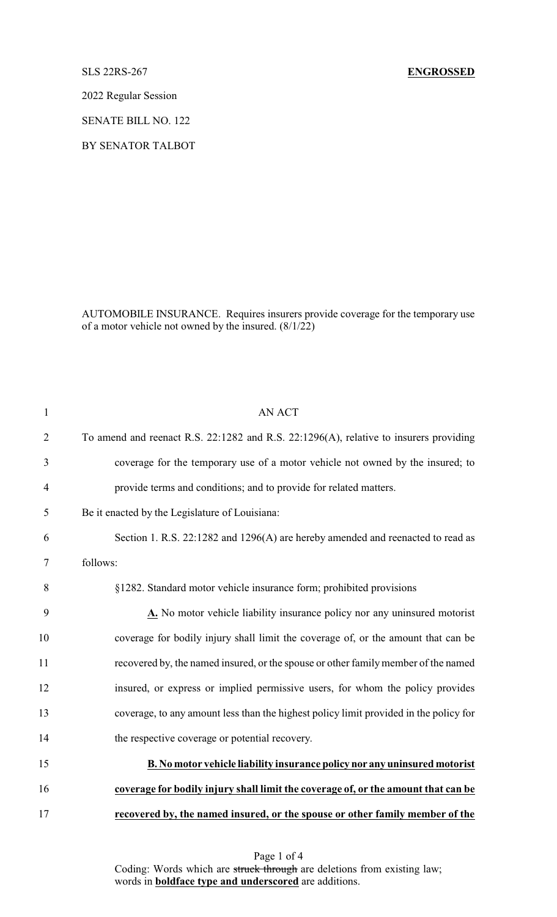SLS 22RS-267 **ENGROSSED**

2022 Regular Session

SENATE BILL NO. 122

BY SENATOR TALBOT

AUTOMOBILE INSURANCE. Requires insurers provide coverage for the temporary use of a motor vehicle not owned by the insured. (8/1/22)

AN ACT

To amend and reenact R.S. 22:1282 and R.S. 22:1296(A), relative to insurers providing coverage for the temporary use of a motor vehicle not owned by the insured; to provide terms and conditions; and to provide for related matters.

Be it enacted by the Legislature of Louisiana:

Section 1. R.S. 22:1282 and 1296(A) are hereby amended and reenacted to read as follows:

§1282. Standard motor vehicle insurance form; prohibited provisions

**A.** No motor vehicle liability insurance policy nor any uninsured motorist coverage for bodily injury shall limit the coverage of, or the amount that can be recovered by, the named insured, or the spouse or other family member of the named insured, or express or implied permissive users, for whom the policy provides coverage, to any amount less than the highest policy limit provided in the policy for the respective coverage or potential recovery.

**B. No motor vehicle liability insurance policy nor any uninsured motorist coverage for bodily injury shall limit the coverage of, or the amount that can be recovered by, the named insured, or the spouse or other family member of the**

Coding: Words which are ~~struck through~~ are deletions from existing law; words in **boldface type and underscored** are additions.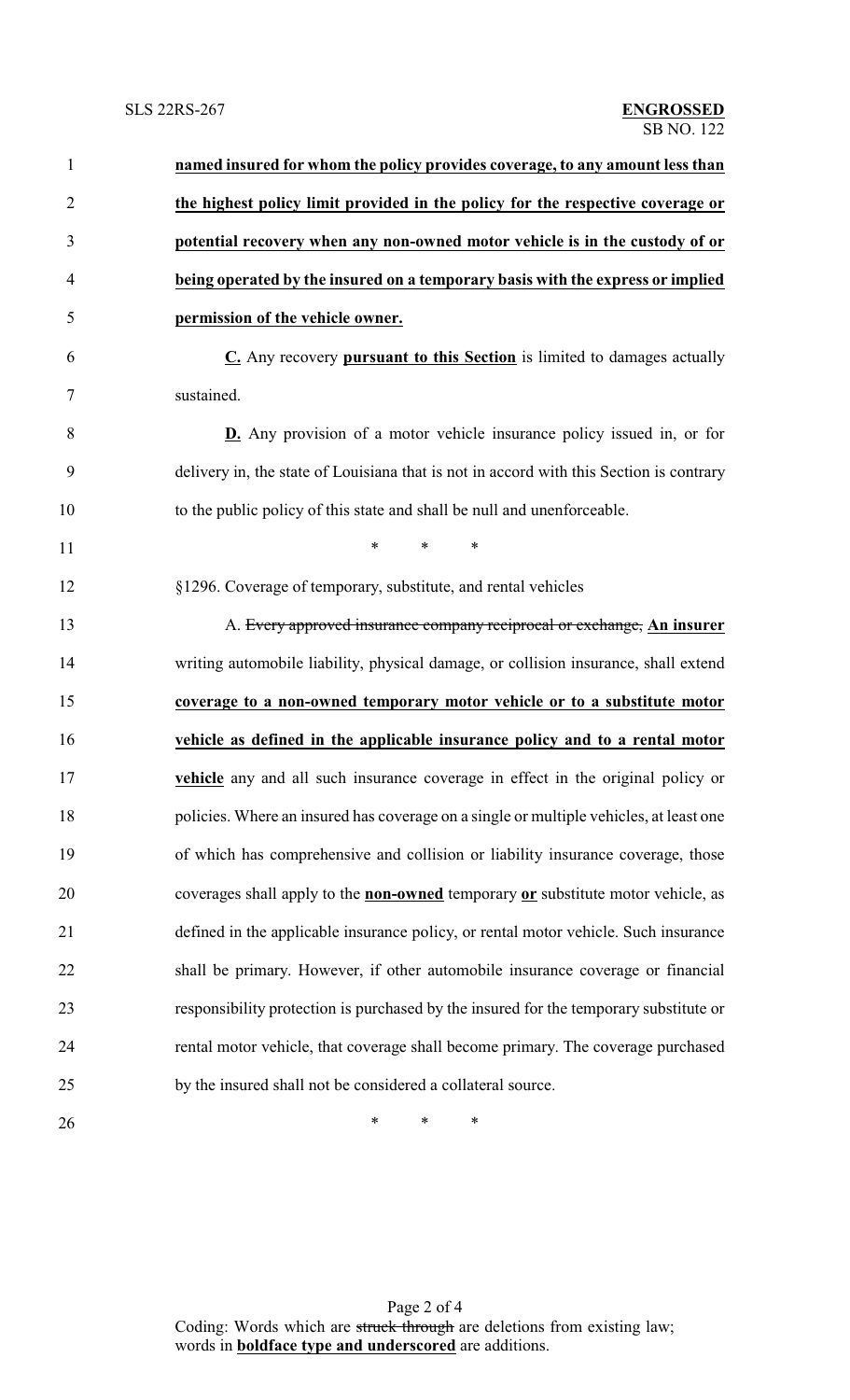**named insured for whom the policy provides coverage, to any amount less than the highest policy limit provided in the policy for the respective coverage or potential recovery when any non-owned motor vehicle is in the custody of or being operated by the insured on a temporary basis with the express or implied permission of the vehicle owner.**

**C.** Any recovery **pursuant to this Section** is limited to damages actually sustained.

**D.** Any provision of a motor vehicle insurance policy issued in, or for delivery in, the state of Louisiana that is not in accord with this Section is contrary to the public policy of this state and shall be null and unenforceable.

\* \* \*

§1296. Coverage of temporary, substitute, and rental vehicles

A. ~~Every approved insurance company reciprocal or exchange,~~ **An insurer** writing automobile liability, physical damage, or collision insurance, shall extend **coverage to a non-owned temporary motor vehicle or to a substitute motor vehicle as defined in the applicable insurance policy and to a rental motor vehicle** any and all such insurance coverage in effect in the original policy or policies. Where an insured has coverage on a single or multiple vehicles, at least one of which has comprehensive and collision or liability insurance coverage, those coverages shall apply to the **non-owned** temporary **or** substitute motor vehicle, as defined in the applicable insurance policy, or rental motor vehicle. Such insurance shall be primary. However, if other automobile insurance coverage or financial responsibility protection is purchased by the insured for the temporary substitute or rental motor vehicle, that coverage shall become primary. The coverage purchased by the insured shall not be considered a collateral source.

\* \* \*

Coding: Words which are ~~struck through~~ are deletions from existing law; words in **boldface type and underscored** are additions.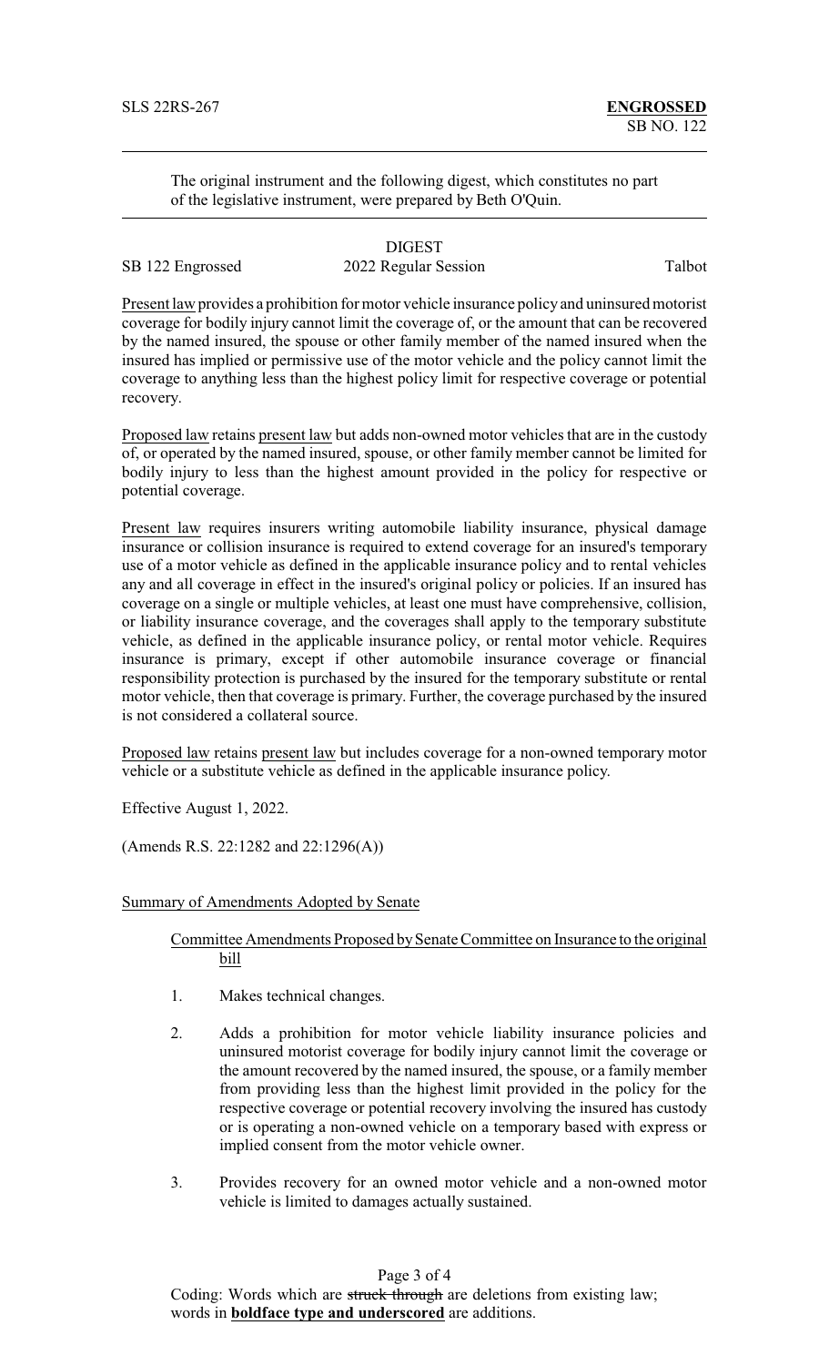The original instrument and the following digest, which constitutes no part of the legislative instrument, were prepared by Beth O'Quin.

DIGEST

SB 122 Engrossed — 2022 Regular Session — Talbot

Present law provides a prohibition for motor vehicle insurance policy and uninsured motorist coverage for bodily injury cannot limit the coverage of, or the amount that can be recovered by the named insured, the spouse or other family member of the named insured when the insured has implied or permissive use of the motor vehicle and the policy cannot limit the coverage to anything less than the highest policy limit for respective coverage or potential recovery.

Proposed law retains present law but adds non-owned motor vehicles that are in the custody of, or operated by the named insured, spouse, or other family member cannot be limited for bodily injury to less than the highest amount provided in the policy for respective or potential coverage.

Present law requires insurers writing automobile liability insurance, physical damage insurance or collision insurance is required to extend coverage for an insured's temporary use of a motor vehicle as defined in the applicable insurance policy and to rental vehicles any and all coverage in effect in the insured's original policy or policies. If an insured has coverage on a single or multiple vehicles, at least one must have comprehensive, collision, or liability insurance coverage, and the coverages shall apply to the temporary substitute vehicle, as defined in the applicable insurance policy, or rental motor vehicle. Requires insurance is primary, except if other automobile insurance coverage or financial responsibility protection is purchased by the insured for the temporary substitute or rental motor vehicle, then that coverage is primary. Further, the coverage purchased by the insured is not considered a collateral source.

Proposed law retains present law but includes coverage for a non-owned temporary motor vehicle or a substitute vehicle as defined in the applicable insurance policy.

Effective August 1, 2022.

(Amends R.S. 22:1282 and 22:1296(A))

Summary of Amendments Adopted by Senate

Committee Amendments Proposed by Senate Committee on Insurance to the original bill

1. Makes technical changes.

2. Adds a prohibition for motor vehicle liability insurance policies and uninsured motorist coverage for bodily injury cannot limit the coverage or the amount recovered by the named insured, the spouse, or a family member from providing less than the highest limit provided in the policy for the respective coverage or potential recovery involving the insured has custody or is operating a non-owned vehicle on a temporary based with express or implied consent from the motor vehicle owner.

3. Provides recovery for an owned motor vehicle and a non-owned motor vehicle is limited to damages actually sustained.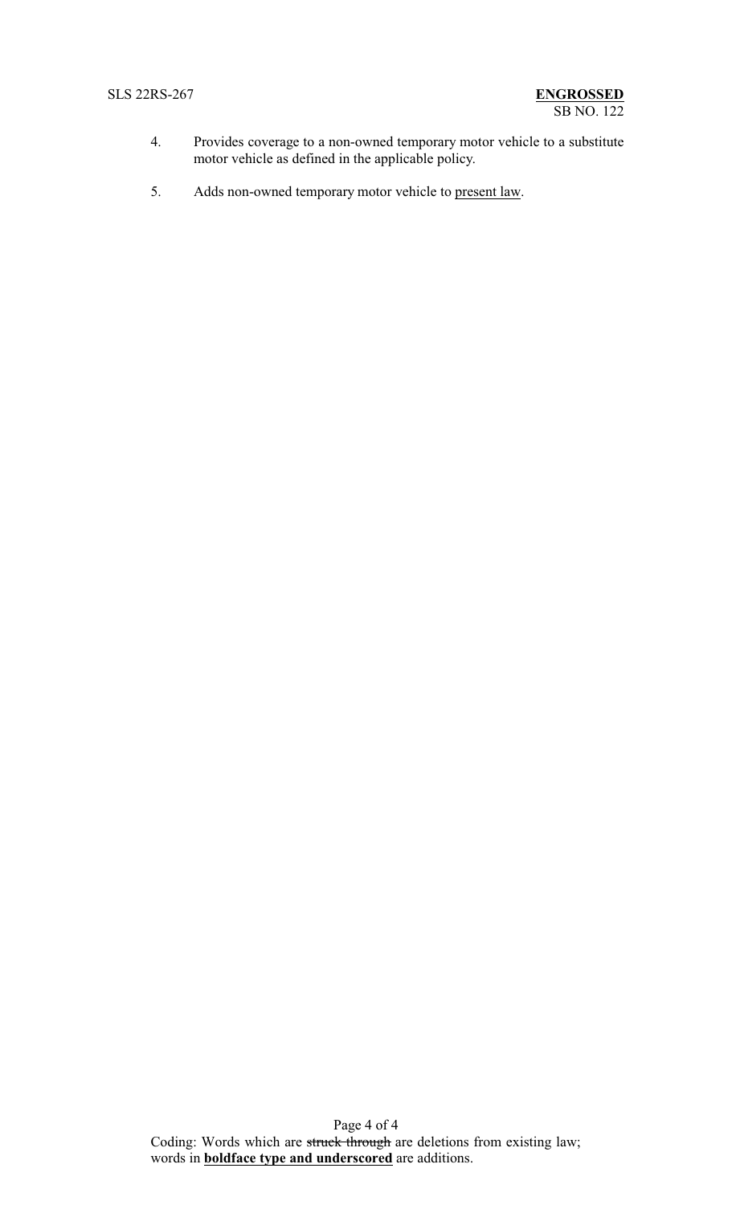4. Provides coverage to a non-owned temporary motor vehicle to a substitute motor vehicle as defined in the applicable policy.

5. Adds non-owned temporary motor vehicle to present law.